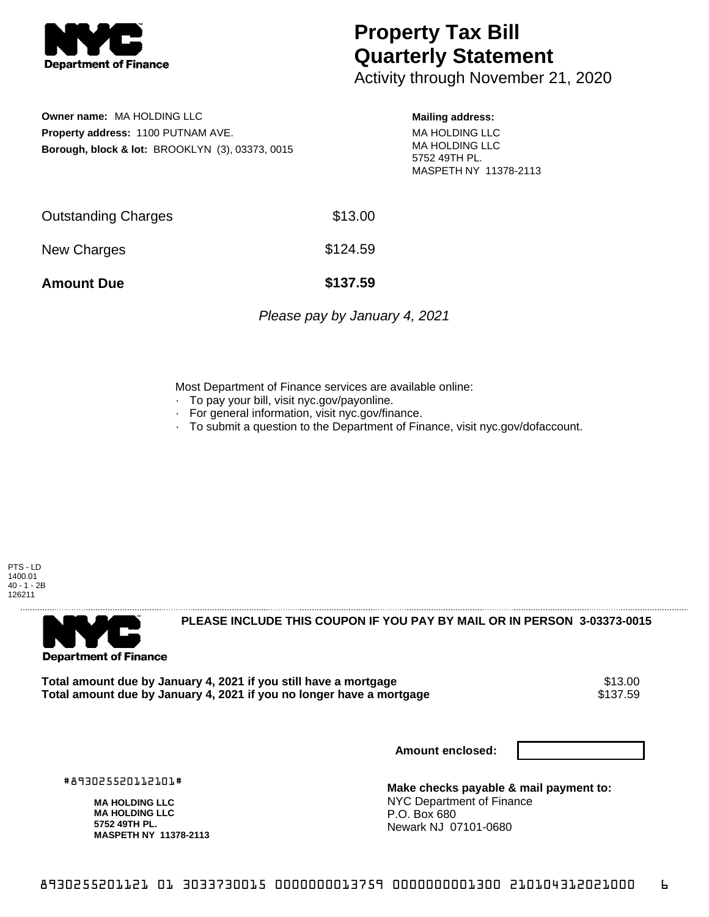# Property Tax Bill Quarterly Statement

Activity through November 21, 2020

**Owner name:** MA HOLDING LLC
**Property address:** 1100 PUTNAM AVE.
**Borough, block & lot:** BROOKLYN (3), 03373, 0015

**Mailing address:**
MA HOLDING LLC
MA HOLDING LLC
5752 49TH PL.
MASPETH NY 11378-2113

| | |
|---|---|
| Outstanding Charges | $13.00 |
| New Charges | $124.59 |
| **Amount Due** | **$137.59** |

*Please pay by January 4, 2021*

Most Department of Finance services are available online:
- To pay your bill, visit nyc.gov/payonline.
- For general information, visit nyc.gov/finance.
- To submit a question to the Department of Finance, visit nyc.gov/dofaccount.

PTS - LD
1400.01
40 - 1 - 2B
126211

**PLEASE INCLUDE THIS COUPON IF YOU PAY BY MAIL OR IN PERSON 3-03373-0015**

| | |
|---|---|
| **Total amount due by January 4, 2021 if you still have a mortgage** | $13.00 |
| **Total amount due by January 4, 2021 if you no longer have a mortgage** | $137.59 |

**Amount enclosed:**

#893025520112101#

**MA HOLDING LLC**
**MA HOLDING LLC**
**5752 49TH PL.**
**MASPETH NY 11378-2113**

**Make checks payable & mail payment to:**
NYC Department of Finance
P.O. Box 680
Newark NJ 07101-0680

8930255201121 01 3033730015 0000000013759 0000000001300 210104312021000 6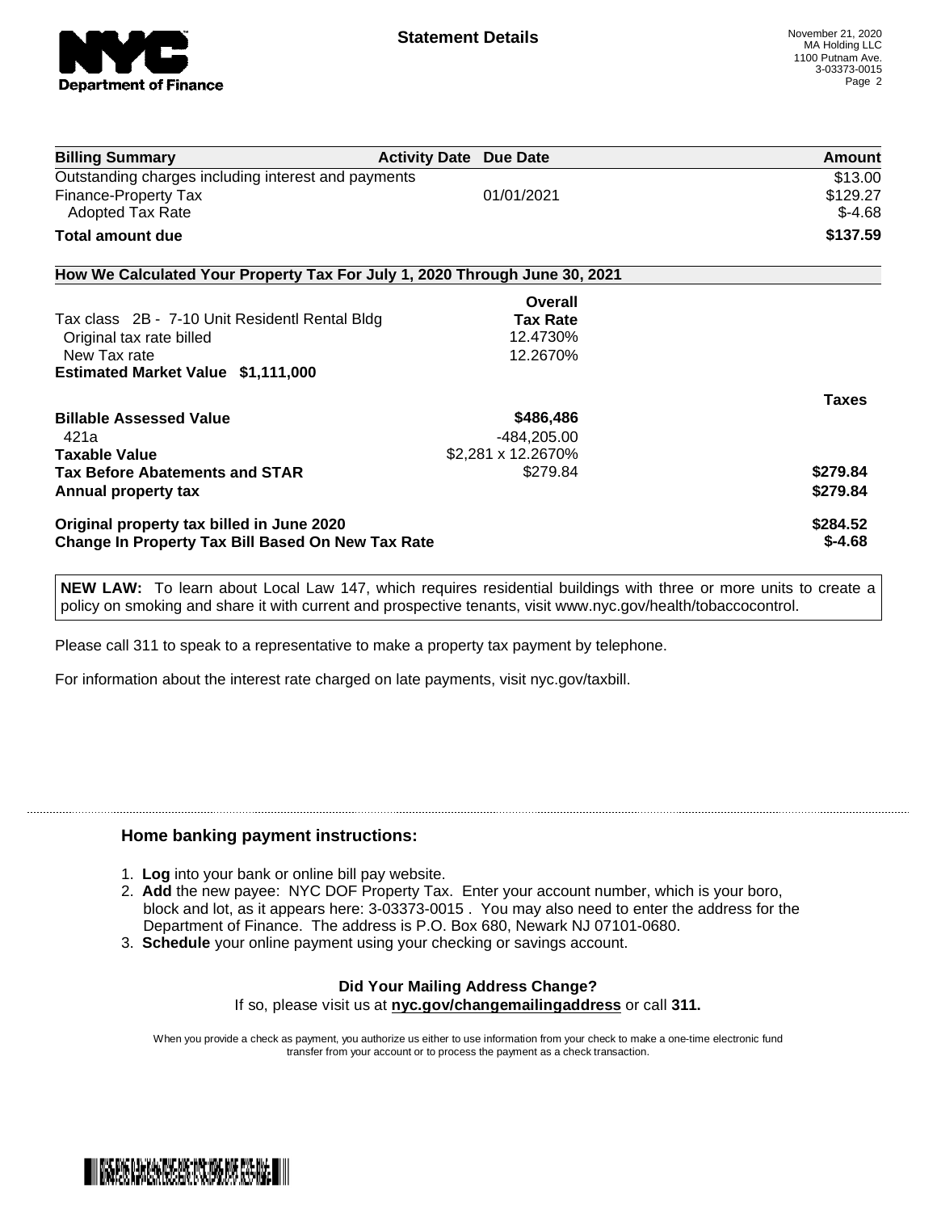# Statement Details

November 21, 2020
MA Holding LLC
1100 Putnam Ave.
3-03373-0015

| Billing Summary | Activity Date | Due Date | Amount |
| --- | --- | --- | --- |
| Outstanding charges including interest and payments | | | $13.00 |
| Finance-Property Tax | | 01/01/2021 | $129.27 |
| Adopted Tax Rate | | | $-4.68 |
| **Total amount due** | | | **$137.59** |

## How We Calculated Your Property Tax For July 1, 2020 Through June 30, 2021

| | Overall Tax Rate | |
| --- | --- | --- |
| Tax class 2B - 7-10 Unit Residentl Rental Bldg | | |
| Original tax rate billed | 12.4730% | |
| New Tax rate | 12.2670% | |
| **Estimated Market Value $1,111,000** | | |

| | | Taxes |
| --- | --- | --- |
| **Billable Assessed Value** | **$486,486** | |
| 421a | -484,205.00 | |
| **Taxable Value** | $2,281 x 12.2670% | |
| **Tax Before Abatements and STAR** | $279.84 | **$279.84** |
| **Annual property tax** | | **$279.84** |
| **Original property tax billed in June 2020** | | **$284.52** |
| **Change In Property Tax Bill Based On New Tax Rate** | | **$-4.68** |

**NEW LAW:** To learn about Local Law 147, which requires residential buildings with three or more units to create a policy on smoking and share it with current and prospective tenants, visit www.nyc.gov/health/tobaccocontrol.

Please call 311 to speak to a representative to make a property tax payment by telephone.

For information about the interest rate charged on late payments, visit nyc.gov/taxbill.

### Home banking payment instructions:

1. **Log** into your bank or online bill pay website.
2. **Add** the new payee: NYC DOF Property Tax. Enter your account number, which is your boro, block and lot, as it appears here: 3-03373-0015 . You may also need to enter the address for the Department of Finance. The address is P.O. Box 680, Newark NJ 07101-0680.
3. **Schedule** your online payment using your checking or savings account.

**Did Your Mailing Address Change?**

If so, please visit us at **nyc.gov/changemailingaddress** or call **311.**

When you provide a check as payment, you authorize us either to use information from your check to make a one-time electronic fund transfer from your account or to process the payment as a check transaction.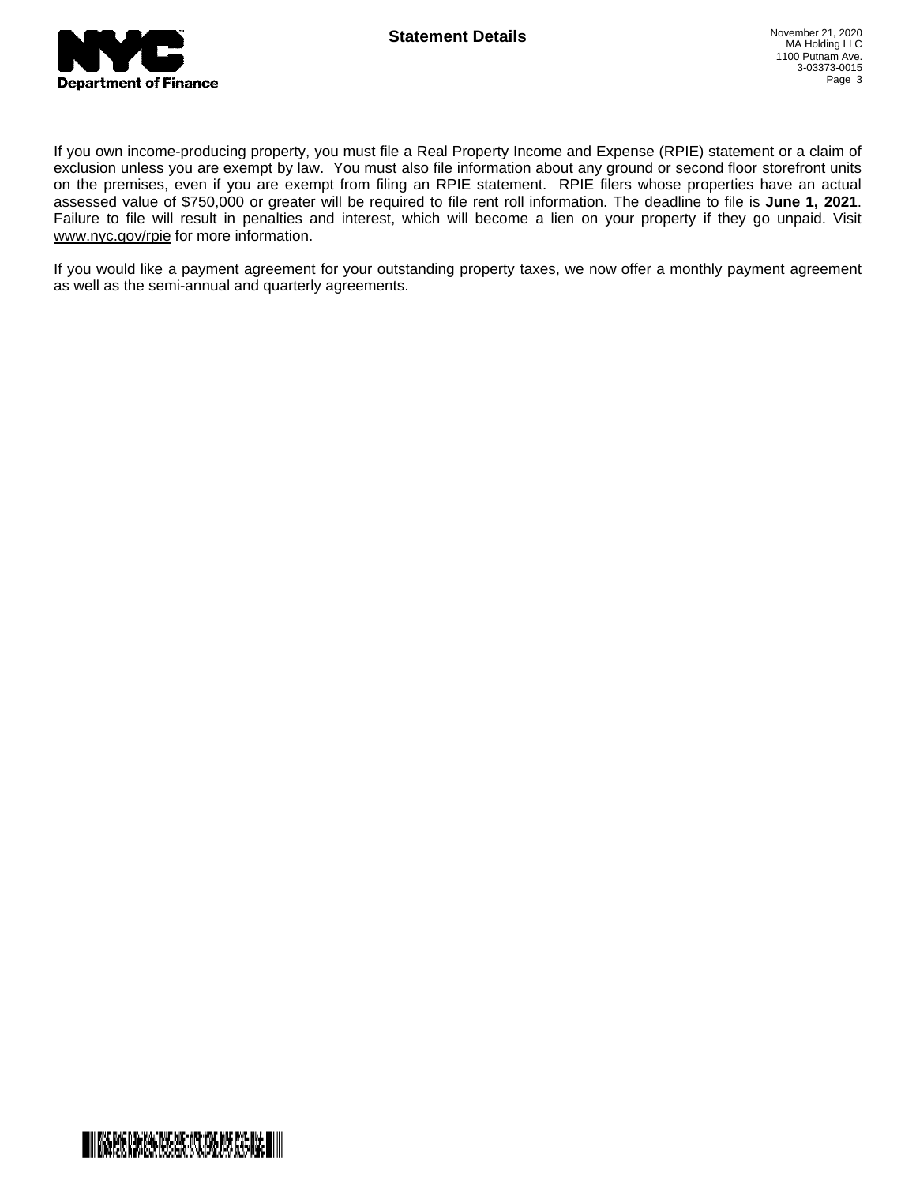If you own income-producing property, you must file a Real Property Income and Expense (RPIE) statement or a claim of exclusion unless you are exempt by law. You must also file information about any ground or second floor storefront units on the premises, even if you are exempt from filing an RPIE statement. RPIE filers whose properties have an actual assessed value of $750,000 or greater will be required to file rent roll information. The deadline to file is **June 1, 2021**. Failure to file will result in penalties and interest, which will become a lien on your property if they go unpaid. Visit www.nyc.gov/rpie for more information.

If you would like a payment agreement for your outstanding property taxes, we now offer a monthly payment agreement as well as the semi-annual and quarterly agreements.